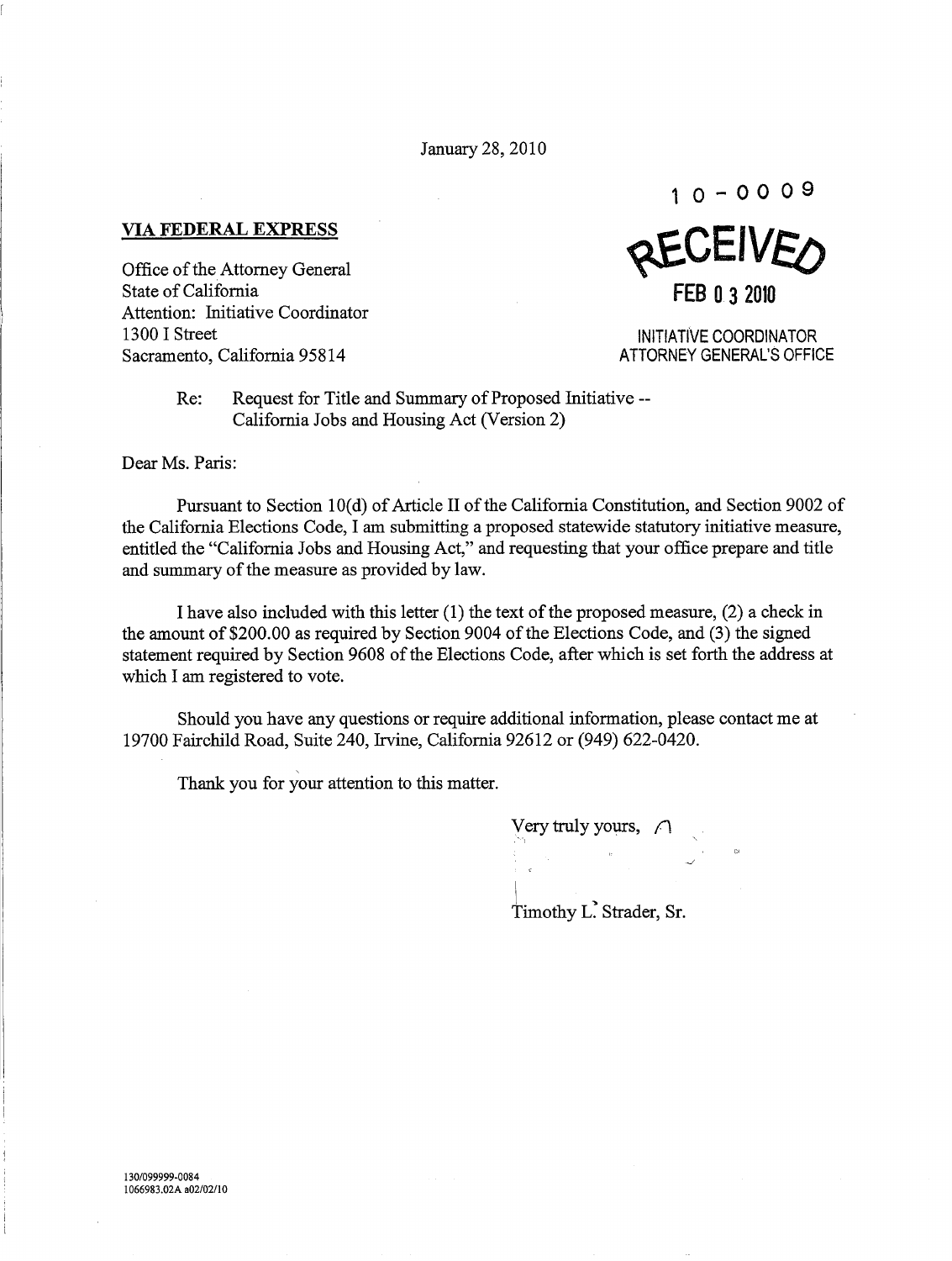January 28, 2010

10-0009

RECEIVED

FEB 03 2010

INITIATIVE COORDINATOR
ATTORNEY GENERAL'S OFFICE

**VIA FEDERAL EXPRESS**

Office of the Attorney General
State of California
Attention: Initiative Coordinator
1300 I Street
Sacramento, California 95814

Re: Request for Title and Summary of Proposed Initiative -- California Jobs and Housing Act (Version 2)

Dear Ms. Paris:

Pursuant to Section 10(d) of Article II of the California Constitution, and Section 9002 of the California Elections Code, I am submitting a proposed statewide statutory initiative measure, entitled the "California Jobs and Housing Act," and requesting that your office prepare and title and summary of the measure as provided by law.

I have also included with this letter (1) the text of the proposed measure, (2) a check in the amount of $200.00 as required by Section 9004 of the Elections Code, and (3) the signed statement required by Section 9608 of the Elections Code, after which is set forth the address at which I am registered to vote.

Should you have any questions or require additional information, please contact me at 19700 Fairchild Road, Suite 240, Irvine, California 92612 or (949) 622-0420.

Thank you for your attention to this matter.

Very truly yours,

Timothy L. Strader, Sr.

130/099999-0084
1066983.02A a02/02/10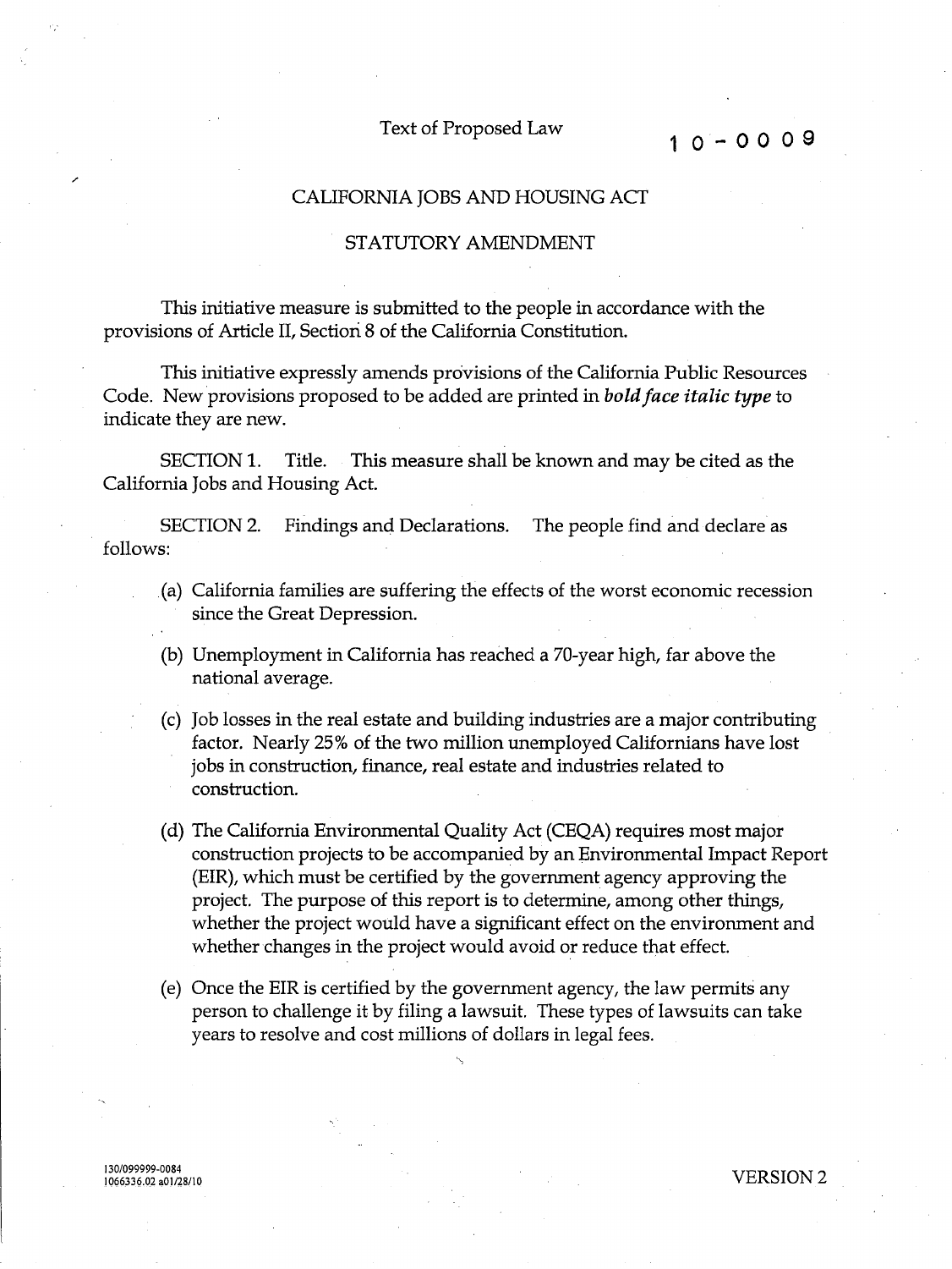Text of Proposed Law

10-0009

# CALIFORNIA JOBS AND HOUSING ACT

## STATUTORY AMENDMENT

This initiative measure is submitted to the people in accordance with the provisions of Article II, Section 8 of the California Constitution.

This initiative expressly amends provisions of the California Public Resources Code. New provisions proposed to be added are printed in ***bold face italic type*** to indicate they are new.

SECTION 1. Title. This measure shall be known and may be cited as the California Jobs and Housing Act.

SECTION 2. Findings and Declarations. The people find and declare as follows:

(a) California families are suffering the effects of the worst economic recession since the Great Depression.

(b) Unemployment in California has reached a 70-year high, far above the national average.

(c) Job losses in the real estate and building industries are a major contributing factor. Nearly 25% of the two million unemployed Californians have lost jobs in construction, finance, real estate and industries related to construction.

(d) The California Environmental Quality Act (CEQA) requires most major construction projects to be accompanied by an Environmental Impact Report (EIR), which must be certified by the government agency approving the project. The purpose of this report is to determine, among other things, whether the project would have a significant effect on the environment and whether changes in the project would avoid or reduce that effect.

(e) Once the EIR is certified by the government agency, the law permits any person to challenge it by filing a lawsuit. These types of lawsuits can take years to resolve and cost millions of dollars in legal fees.

130/099999-0084
1066336.02 a01/28/10

VERSION 2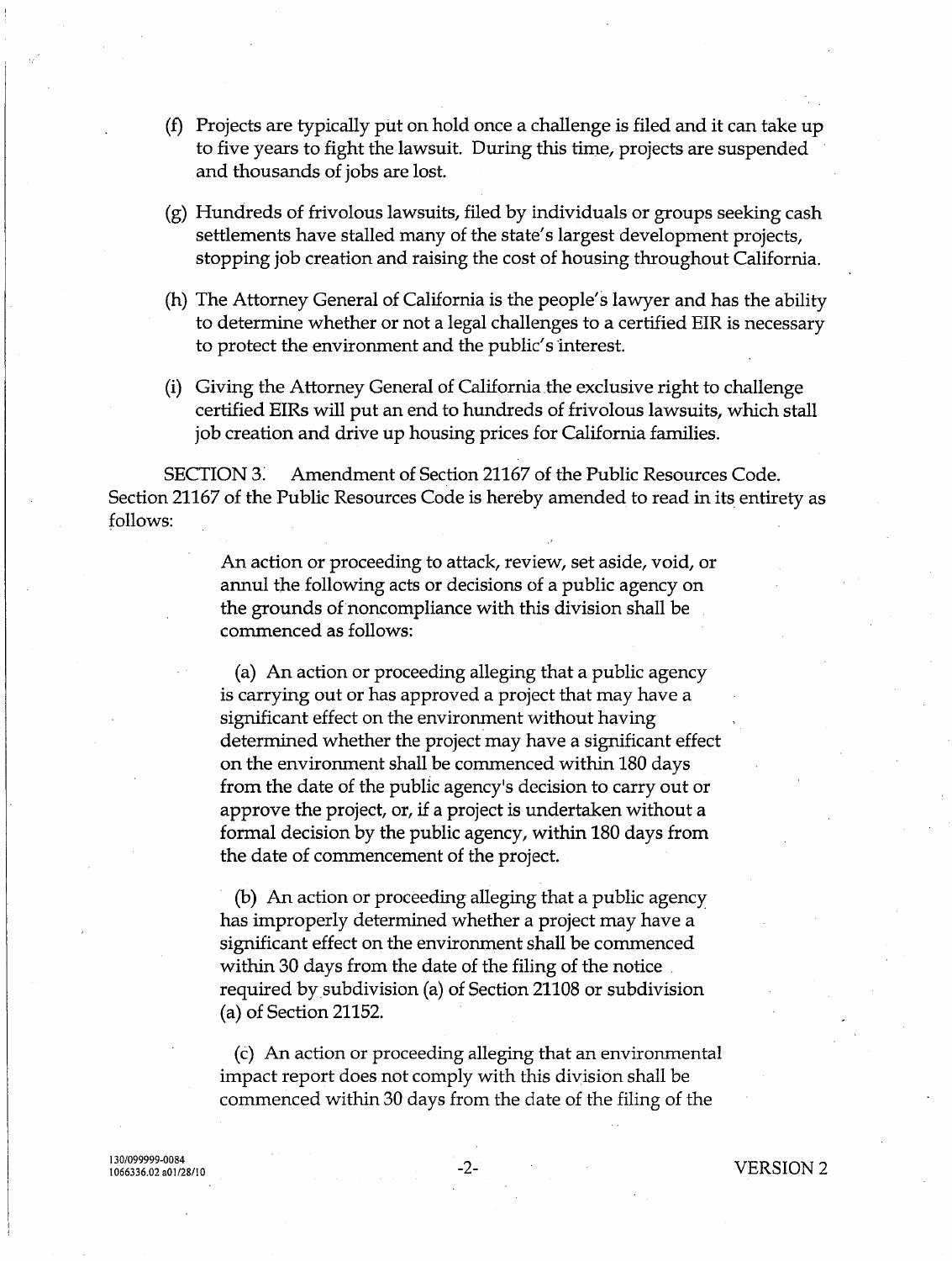(f) Projects are typically put on hold once a challenge is filed and it can take up to five years to fight the lawsuit. During this time, projects are suspended and thousands of jobs are lost.

(g) Hundreds of frivolous lawsuits, filed by individuals or groups seeking cash settlements have stalled many of the state's largest development projects, stopping job creation and raising the cost of housing throughout California.

(h) The Attorney General of California is the people's lawyer and has the ability to determine whether or not a legal challenges to a certified EIR is necessary to protect the environment and the public's interest.

(i) Giving the Attorney General of California the exclusive right to challenge certified EIRs will put an end to hundreds of frivolous lawsuits, which stall job creation and drive up housing prices for California families.

SECTION 3. Amendment of Section 21167 of the Public Resources Code. Section 21167 of the Public Resources Code is hereby amended to read in its entirety as follows:

> An action or proceeding to attack, review, set aside, void, or annul the following acts or decisions of a public agency on the grounds of noncompliance with this division shall be commenced as follows:
>
> (a) An action or proceeding alleging that a public agency is carrying out or has approved a project that may have a significant effect on the environment without having determined whether the project may have a significant effect on the environment shall be commenced within 180 days from the date of the public agency's decision to carry out or approve the project, or, if a project is undertaken without a formal decision by the public agency, within 180 days from the date of commencement of the project.
>
> (b) An action or proceeding alleging that a public agency has improperly determined whether a project may have a significant effect on the environment shall be commenced within 30 days from the date of the filing of the notice required by subdivision (a) of Section 21108 or subdivision (a) of Section 21152.
>
> (c) An action or proceeding alleging that an environmental impact report does not comply with this division shall be commenced within 30 days from the date of the filing of the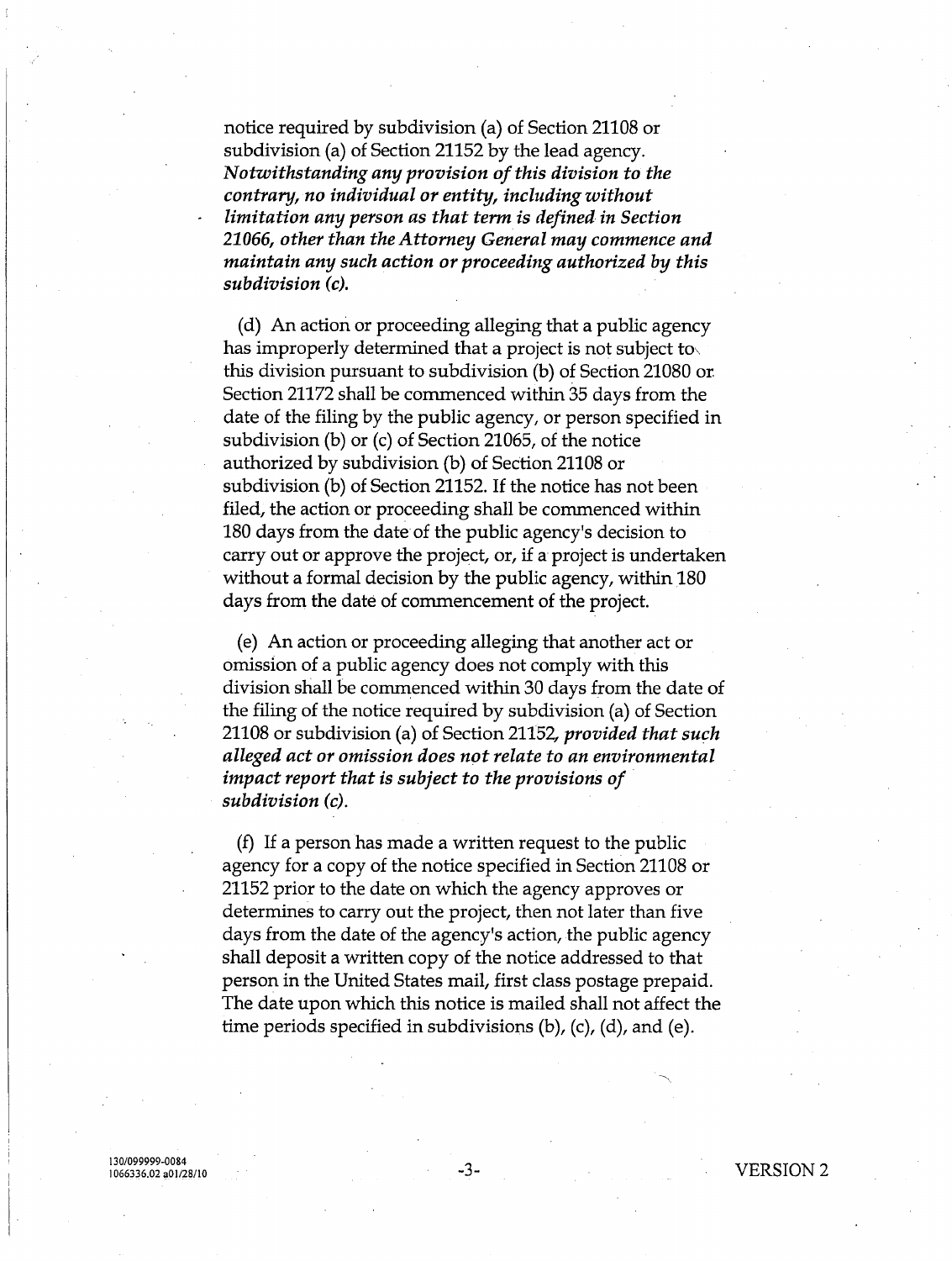notice required by subdivision (a) of Section 21108 or subdivision (a) of Section 21152 by the lead agency. *Notwithstanding any provision of this division to the contrary, no individual or entity, including without limitation any person as that term is defined in Section 21066, other than the Attorney General may commence and maintain any such action or proceeding authorized by this subdivision (c).*

(d) An action or proceeding alleging that a public agency has improperly determined that a project is not subject to this division pursuant to subdivision (b) of Section 21080 or Section 21172 shall be commenced within 35 days from the date of the filing by the public agency, or person specified in subdivision (b) or (c) of Section 21065, of the notice authorized by subdivision (b) of Section 21108 or subdivision (b) of Section 21152. If the notice has not been filed, the action or proceeding shall be commenced within 180 days from the date of the public agency's decision to carry out or approve the project, or, if a project is undertaken without a formal decision by the public agency, within 180 days from the date of commencement of the project.

(e) An action or proceeding alleging that another act or omission of a public agency does not comply with this division shall be commenced within 30 days from the date of the filing of the notice required by subdivision (a) of Section 21108 or subdivision (a) of Section 21152, *provided that such alleged act or omission does not relate to an environmental impact report that is subject to the provisions of subdivision (c).*

(f) If a person has made a written request to the public agency for a copy of the notice specified in Section 21108 or 21152 prior to the date on which the agency approves or determines to carry out the project, then not later than five days from the date of the agency's action, the public agency shall deposit a written copy of the notice addressed to that person in the United States mail, first class postage prepaid. The date upon which this notice is mailed shall not affect the time periods specified in subdivisions (b), (c), (d), and (e).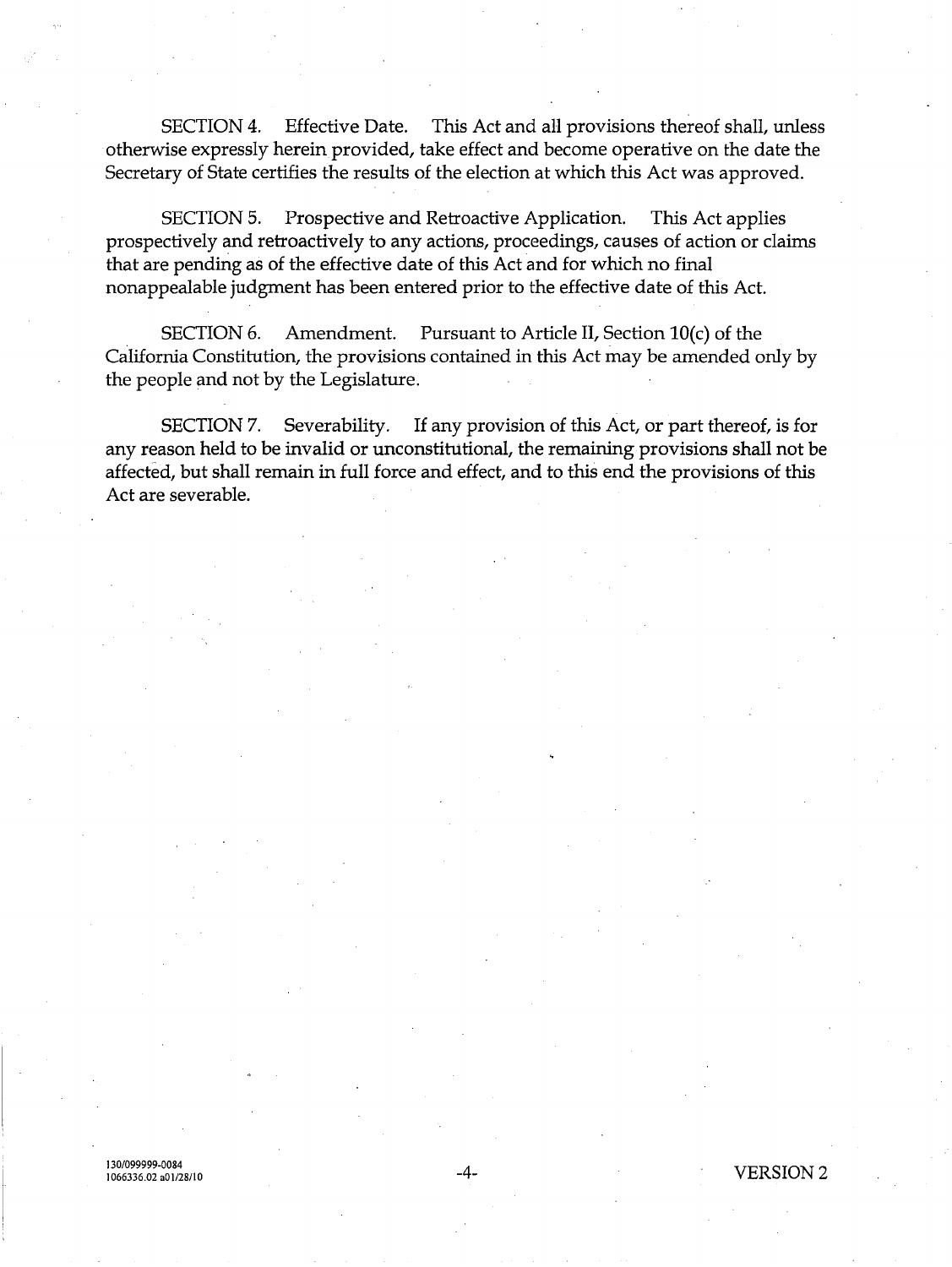SECTION 4. Effective Date. This Act and all provisions thereof shall, unless otherwise expressly herein provided, take effect and become operative on the date the Secretary of State certifies the results of the election at which this Act was approved.

SECTION 5. Prospective and Retroactive Application. This Act applies prospectively and retroactively to any actions, proceedings, causes of action or claims that are pending as of the effective date of this Act and for which no final nonappealable judgment has been entered prior to the effective date of this Act.

SECTION 6. Amendment. Pursuant to Article II, Section 10(c) of the California Constitution, the provisions contained in this Act may be amended only by the people and not by the Legislature.

SECTION 7. Severability. If any provision of this Act, or part thereof, is for any reason held to be invalid or unconstitutional, the remaining provisions shall not be affected, but shall remain in full force and effect, and to this end the provisions of this Act are severable.

130/099999-0084
1066336.02 a01/28/10

VERSION 2